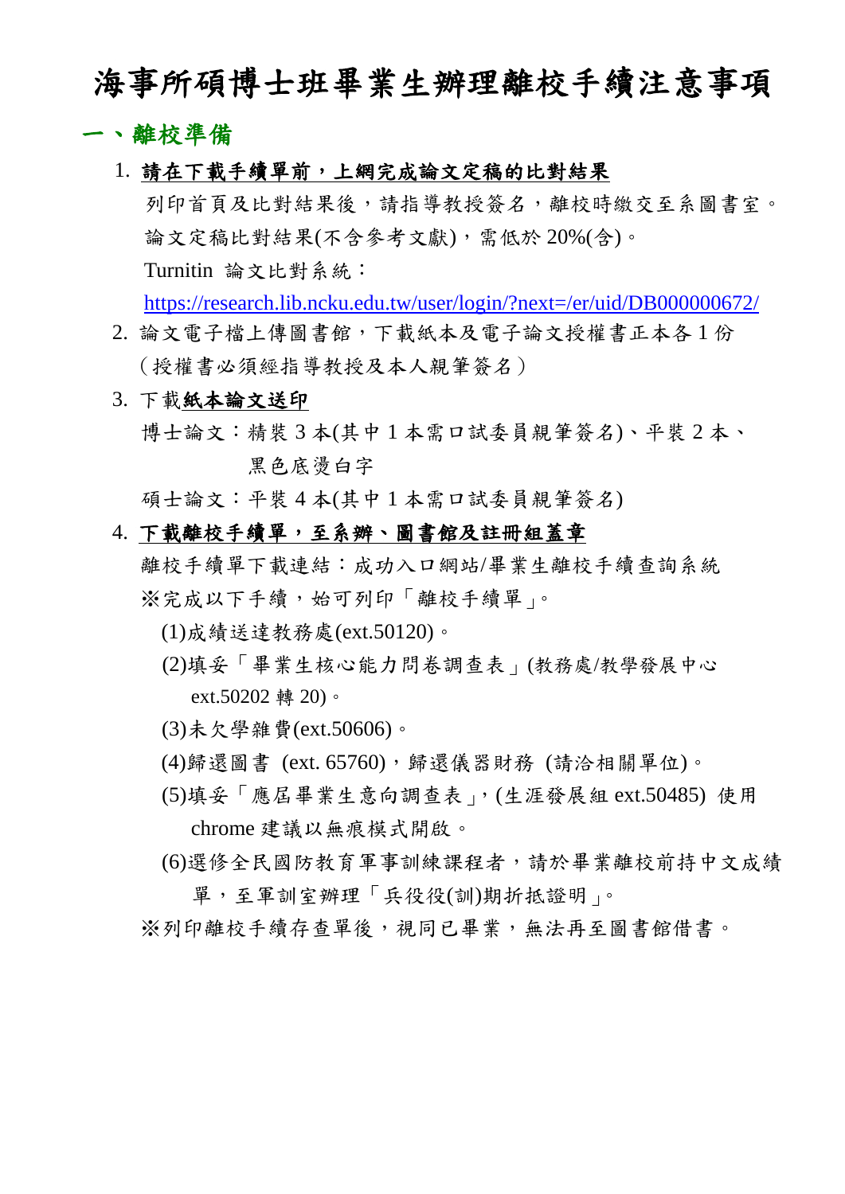# 海事所碩博士班畢業生辦理離校手續注意事項

## 一、離校準備

1. **請在下載手續單前，上網完成論文定稿的比對結果**

   列印首頁及比對結果後，請指導教授簽名，離校時繳交至系圖書室。

   論文定稿比對結果(不含參考文獻)，需低於 20%(含)。

   Turnitin 論文比對系統：

   https://research.lib.ncku.edu.tw/user/login/?next=/er/uid/DB000000672/

2. 論文電子檔上傳圖書館，下載紙本及電子論文授權書正本各 1 份（授權書必須經指導教授及本人親筆簽名）

3. 下載**紙本論文送印**

   博士論文：精裝 3 本(其中 1 本需口試委員親筆簽名)、平裝 2 本、黑色底燙白字

   碩士論文：平裝 4 本(其中 1 本需口試委員親筆簽名)

4. **下載離校手續單，至系辦、圖書館及註冊組蓋章**

   離校手續單下載連結：成功入口網站/畢業生離校手續查詢系統

   ※完成以下手續，始可列印「離校手續單」。

   (1)成績送達教務處(ext.50120)。

   (2)填妥「畢業生核心能力問卷調查表」(教務處/教學發展中心 ext.50202 轉 20)。

   (3)未欠學雜費(ext.50606)。

   (4)歸還圖書 (ext. 65760)，歸還儀器財務 (請洽相關單位)。

   (5)填妥「應屆畢業生意向調查表」,(生涯發展組 ext.50485) 使用 chrome 建議以無痕模式開啟。

   (6)選修全民國防教育軍事訓練課程者，請於畢業離校前持中文成績單，至軍訓室辦理「兵役役(訓)期折抵證明」。

   ※列印離校手續存查單後，視同已畢業，無法再至圖書館借書。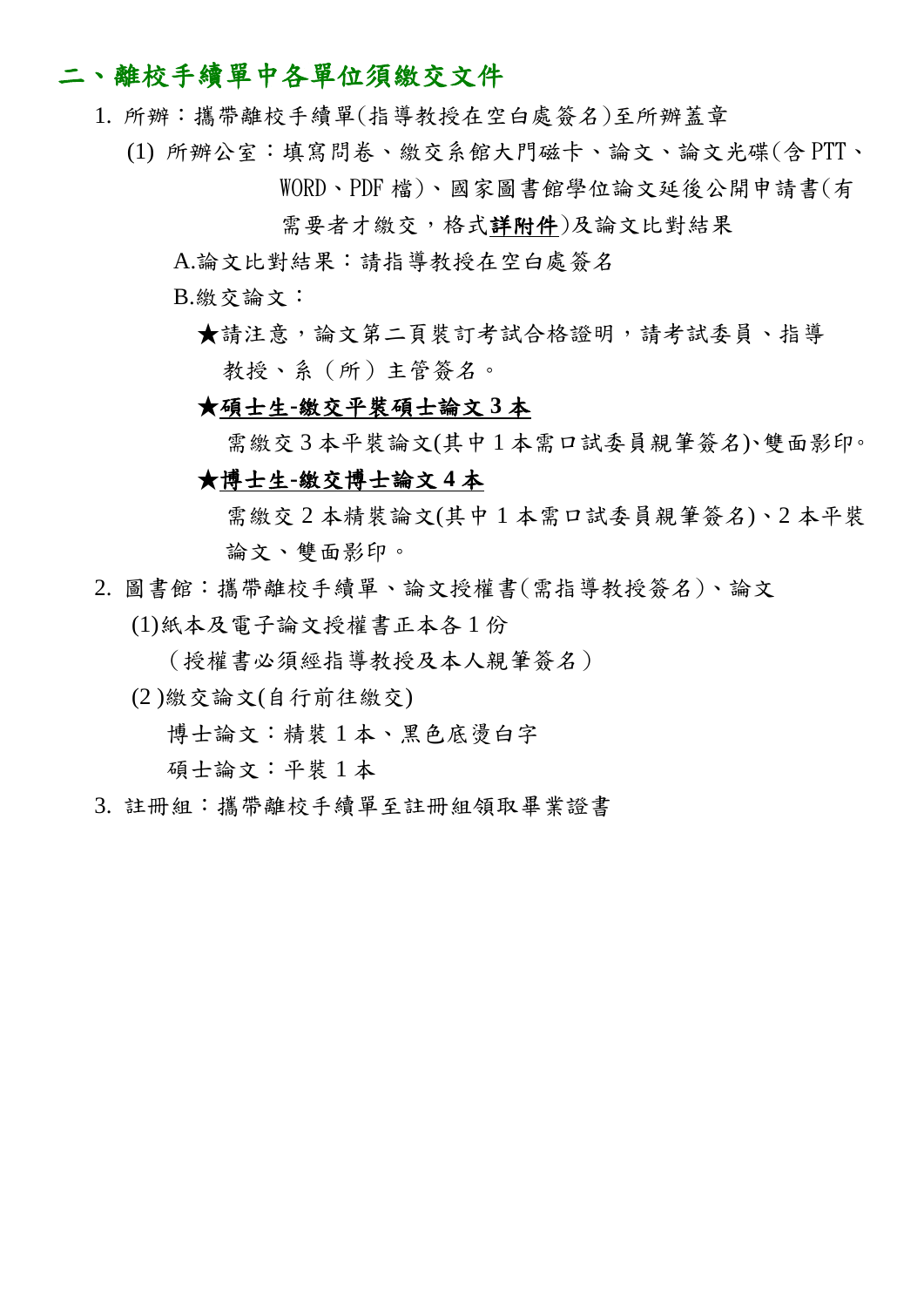## 二、離校手續單中各單位須繳交文件

1. 所辦：攜帶離校手續單(指導教授在空白處簽名)至所辦蓋章
   (1) 所辦公室：填寫問卷、繳交系館大門磁卡、論文、論文光碟(含 PTT、WORD、PDF 檔)、國家圖書館學位論文延後公開申請書(有需要者才繳交，格式**<u>詳附件</u>**)及論文比對結果

   A.論文比對結果：請指導教授在空白處簽名

   B.繳交論文：

   ★請注意，論文第二頁裝訂考試合格證明，請考試委員、指導教授、系（所）主管簽名。

   ★**<u>碩士生-繳交平裝碩士論文 3 本</u>**

   需繳交 3 本平裝論文(其中 1 本需口試委員親筆簽名)、雙面影印。

   ★**<u>博士生-繳交博士論文 4 本</u>**

   需繳交 2 本精裝論文(其中 1 本需口試委員親筆簽名)、2 本平裝論文、雙面影印。

2. 圖書館：攜帶離校手續單、論文授權書(需指導教授簽名)、論文
   (1)紙本及電子論文授權書正本各 1 份

   （授權書必須經指導教授及本人親筆簽名）

   (2 )繳交論文(自行前往繳交)

   博士論文：精裝 1 本、黑色底燙白字

   碩士論文：平裝 1 本

3. 註冊組：攜帶離校手續單至註冊組領取畢業證書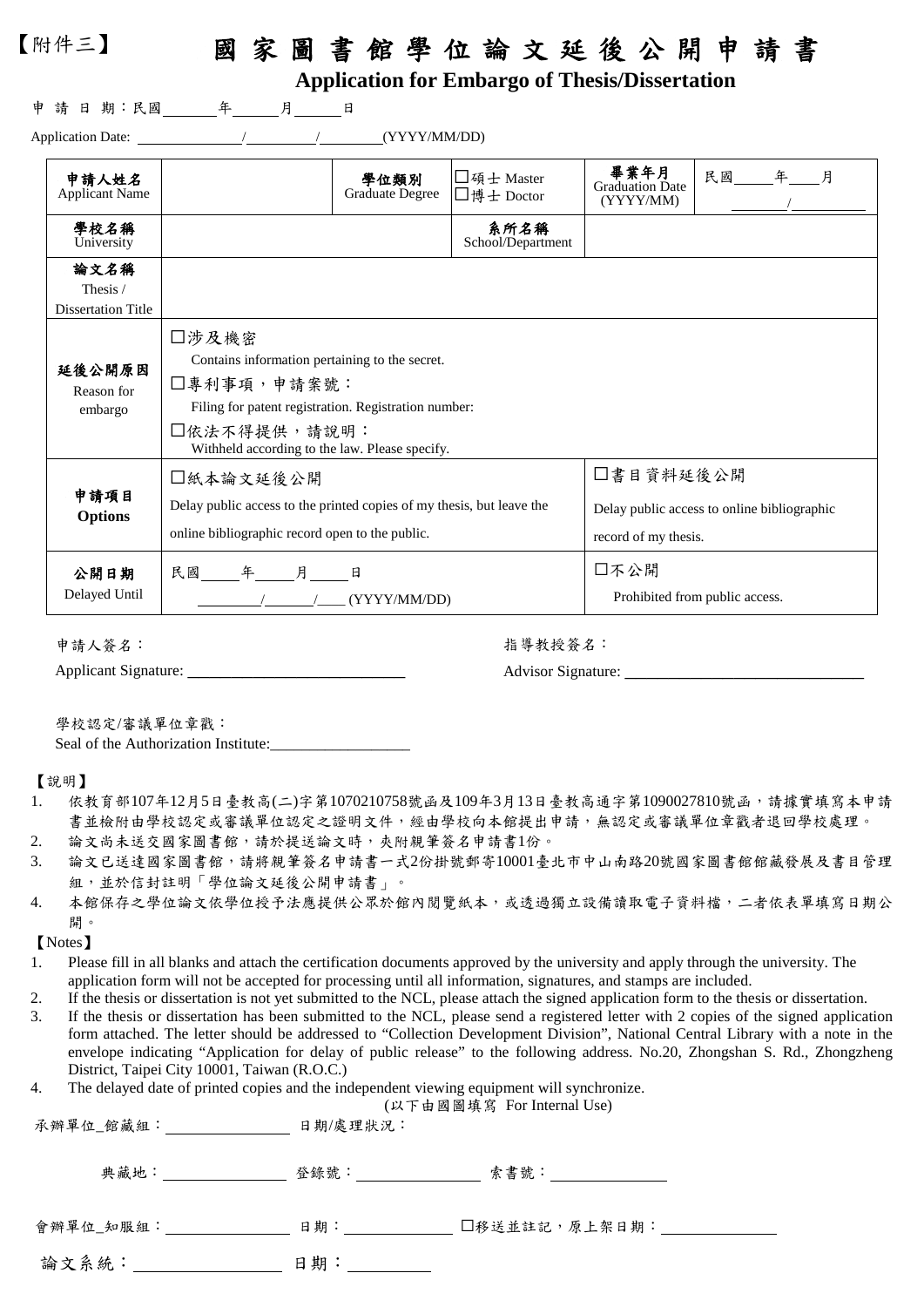【附件三】

# 國家圖書館學位論文延後公開申請書

## Application for Embargo of Thesis/Dissertation

申請日期：民國______年______月______日

Application Date: ____________/__________/__________(YYYY/MM/DD)

| | | | | | |
|---|---|---|---|---|---|
| 申請人姓名 Applicant Name | | 學位類別 Graduate Degree | □碩士 Master □博士 Doctor | 畢業年月 Graduation Date (YYYY/MM) | 民國_____年____月 ________/__________ |
| 學校名稱 University | | | 系所名稱 School/Department | | |
| 論文名稱 Thesis / Dissertation Title | | | | | |
| 延後公開原因 Reason for embargo | □涉及機密 Contains information pertaining to the secret. □專利事項，申請案號： Filing for patent registration. Registration number: □依法不得提供，請說明： Withheld according to the law. Please specify. | | | | |
| 申請項目 Options | □紙本論文延後公開 Delay public access to the printed copies of my thesis, but leave the online bibliographic record open to the public. | | | □書目資料延後公開 Delay public access to online bibliographic record of my thesis. | |
| 公開日期 Delayed Until | 民國_____年_____月_____日 ________/______/____ (YYYY/MM/DD) | | | □不公開 Prohibited from public access. | |

申請人簽名：
Applicant Signature: ____________________________

指導教授簽名：
Advisor Signature: ______________________________

學校認定/審議單位章戳：
Seal of the Authorization Institute:__________________

【說明】

1. 依教育部107年12月5日臺教高(二)字第1070210758號函及109年3月13日臺教高通字第1090027810號函，請據實填寫本申請書並檢附由學校認定或審議單位認定之證明文件，經由學校向本館提出申請，無認定或審議單位章戳者退回學校處理。
2. 論文尚未送交國家圖書館，請於提送論文時，夾附親筆簽名申請書1份。
3. 論文已送達國家圖書館，請將親筆簽名申請書一式2份掛號郵寄10001臺北市中山南路20號國家圖書館館藏發展及書目管理組，並於信封註明「學位論文延後公開申請書」。
4. 本館保存之學位論文依學位授予法應提供公眾於館內閱覽紙本，或透過獨立設備讀取電子資料檔，二者依表單填寫日期公開。

【Notes】

1. Please fill in all blanks and attach the certification documents approved by the university and apply through the university. The application form will not be accepted for processing until all information, signatures, and stamps are included.
2. If the thesis or dissertation is not yet submitted to the NCL, please attach the signed application form to the thesis or dissertation.
3. If the thesis or dissertation has been submitted to the NCL, please send a registered letter with 2 copies of the signed application form attached. The letter should be addressed to "Collection Development Division", National Central Library with a note in the envelope indicating "Application for delay of public release" to the following address. No.20, Zhongshan S. Rd., Zhongzheng District, Taipei City 10001, Taiwan (R.O.C.)
4. The delayed date of printed copies and the independent viewing equipment will synchronize.

(以下由國圖填寫 For Internal Use)

承辦單位_館藏組：________________ 日期/處理狀況：

典藏地：________________ 登錄號：________________ 索書號：______________

會辦單位_知服組：________________ 日期：______________ □移送並註記，原上架日期：______________

論文系統：__________________ 日期：__________